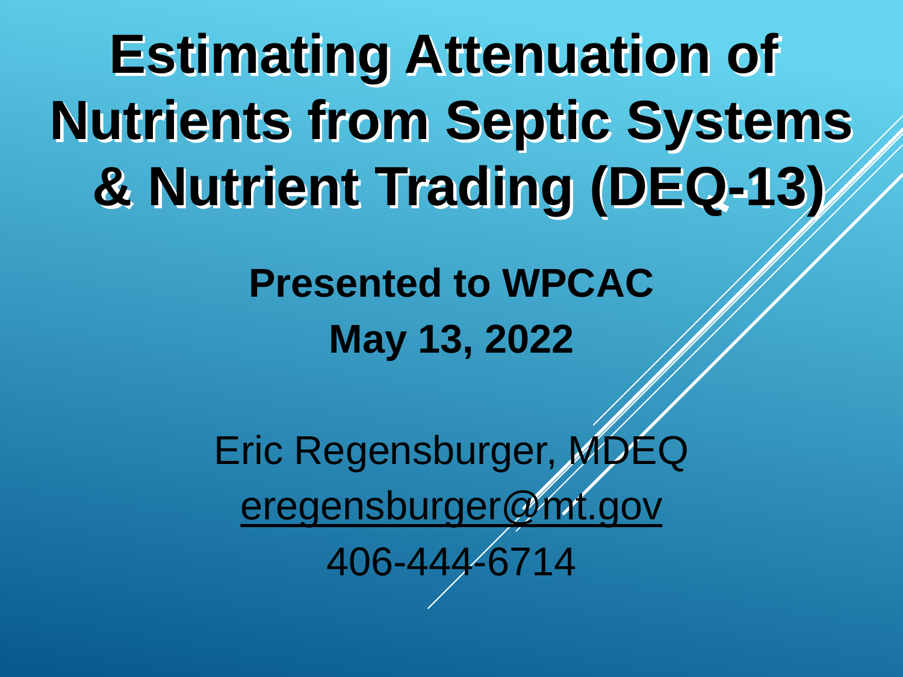# Estimating Attenuation of Nutrients from Septic Systems & Nutrient Trading (DEQ-13)

**Presented to WPCAC**

**May 13, 2022**

Eric Regensburger, MDEQ

eregensburger@mt.gov

406-444-6714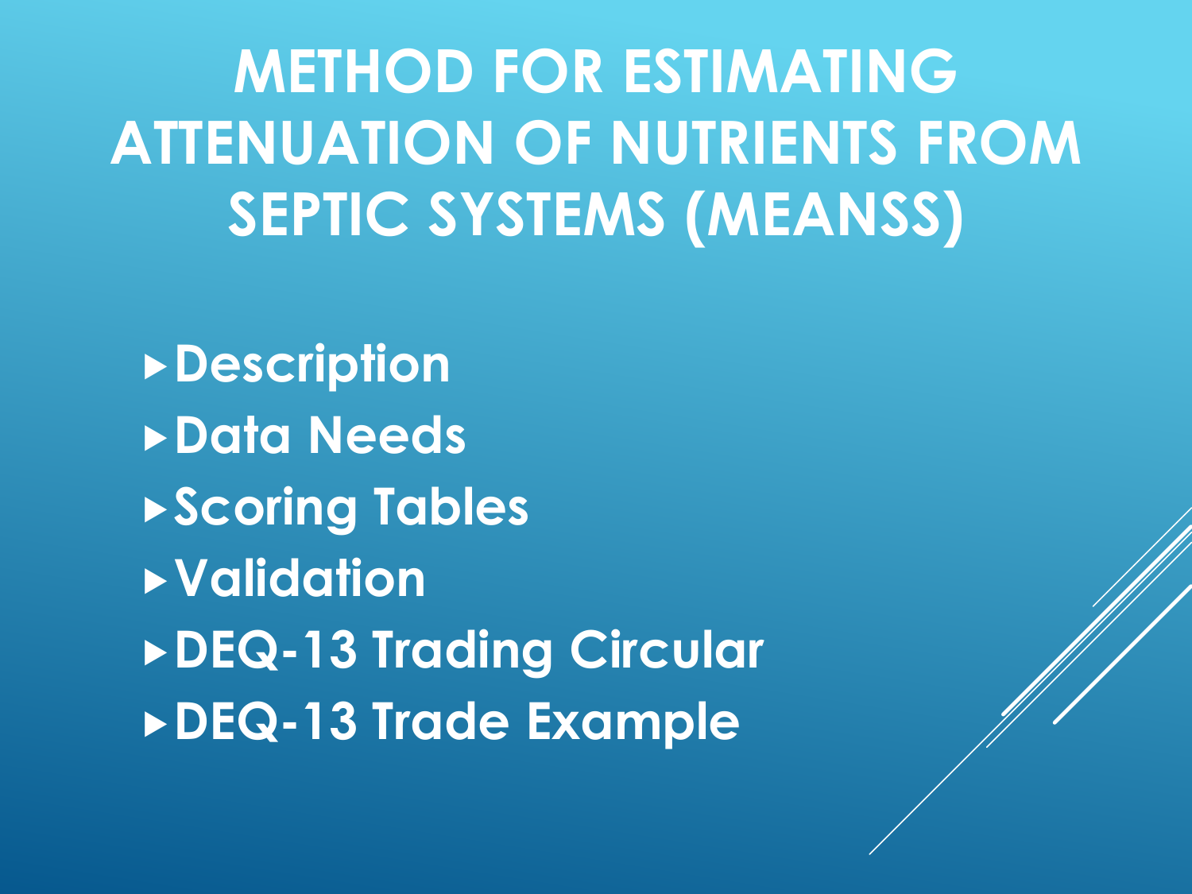# METHOD FOR ESTIMATING ATTENUATION OF NUTRIENTS FROM SEPTIC SYSTEMS (MEANSS)

- Description
- Data Needs
- Scoring Tables
- Validation
- DEQ-13 Trading Circular
- DEQ-13 Trade Example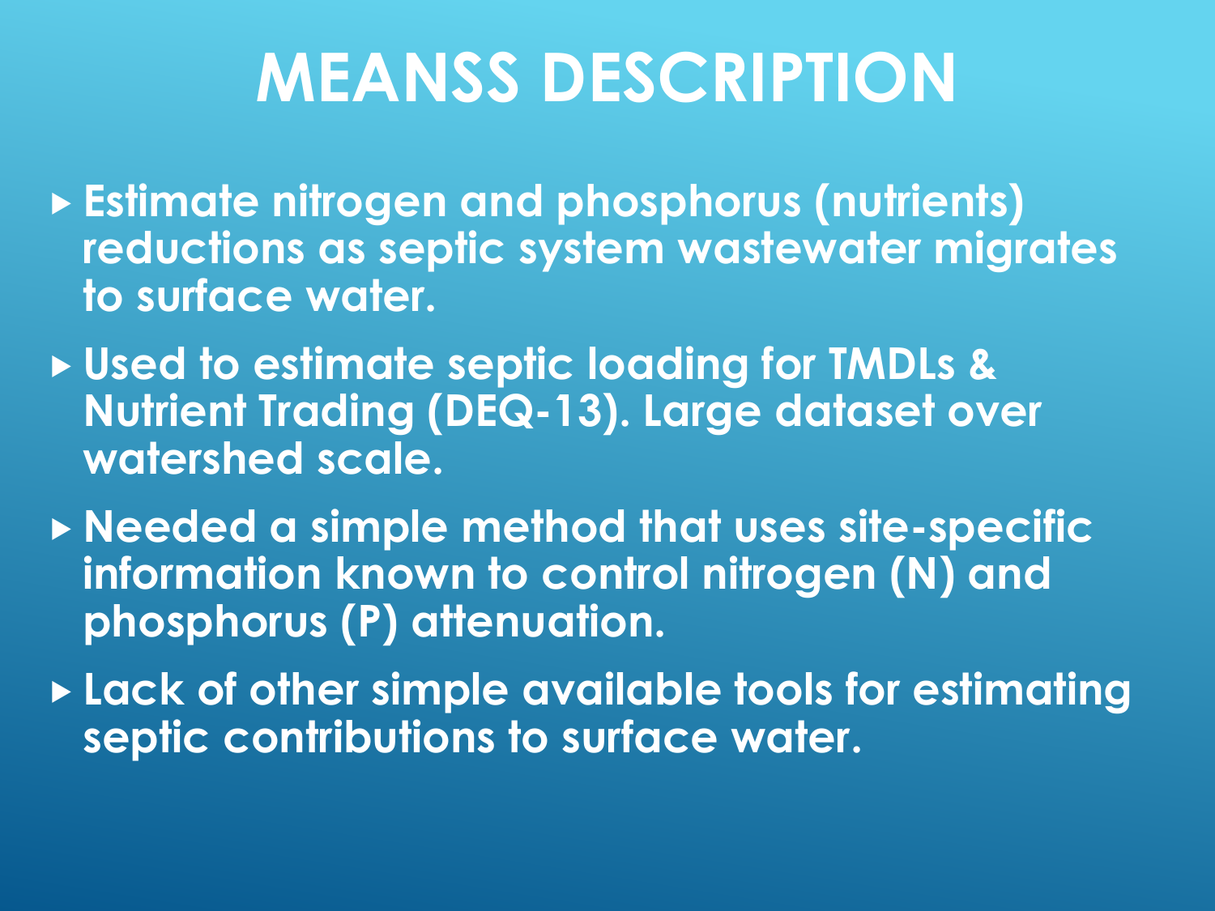# MEANSS DESCRIPTION

- Estimate nitrogen and phosphorus (nutrients) reductions as septic system wastewater migrates to surface water.
- Used to estimate septic loading for TMDLs & Nutrient Trading (DEQ-13). Large dataset over watershed scale.
- Needed a simple method that uses site-specific information known to control nitrogen (N) and phosphorus (P) attenuation.
- Lack of other simple available tools for estimating septic contributions to surface water.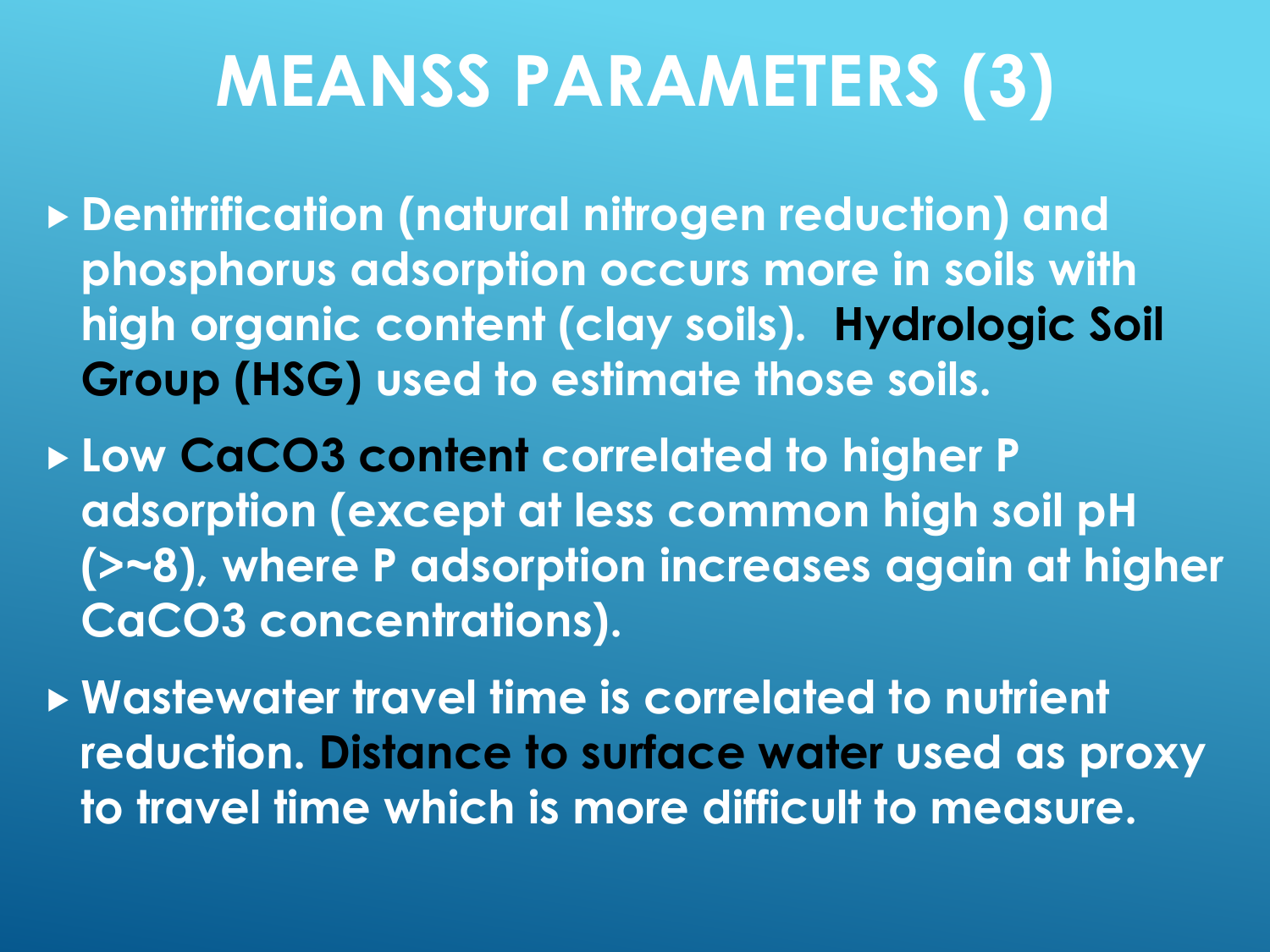# MEANSS PARAMETERS (3)

- Denitrification (natural nitrogen reduction) and phosphorus adsorption occurs more in soils with high organic content (clay soils). **Hydrologic Soil Group (HSG)** used to estimate those soils.
- Low **$CaCO_3$ content** correlated to higher P adsorption (except at less common high soil pH (>~8), where P adsorption increases again at higher $CaCO_3$ concentrations).
- Wastewater travel time is correlated to nutrient reduction. **Distance to surface water** used as proxy to travel time which is more difficult to measure.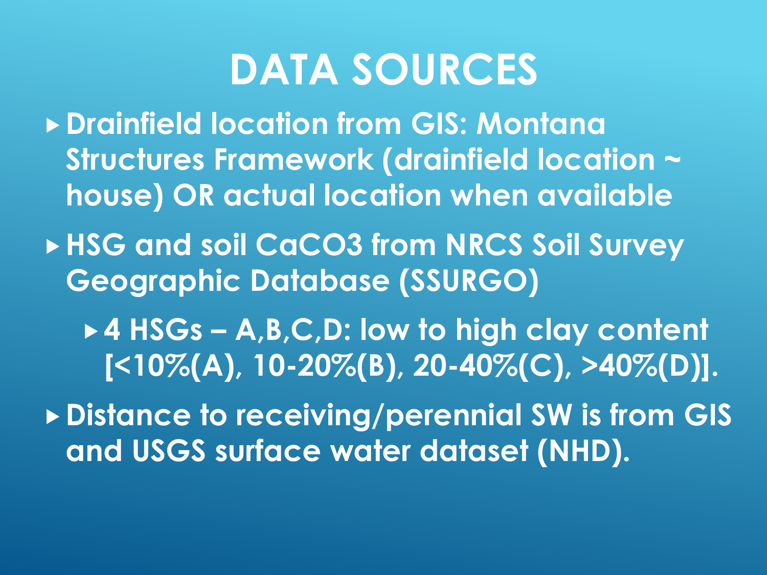# DATA SOURCES

- **Drainfield location from GIS: Montana Structures Framework (drainfield location ~ house) OR actual location when available**
- **HSG and soil $CaCO_3$ from NRCS Soil Survey Geographic Database (SSURGO)**
  - **4 HSGs – A,B,C,D: low to high clay content [<10%(A), 10-20%(B), 20-40%(C), >40%(D)].**
- **Distance to receiving/perennial SW is from GIS and USGS surface water dataset (NHD).**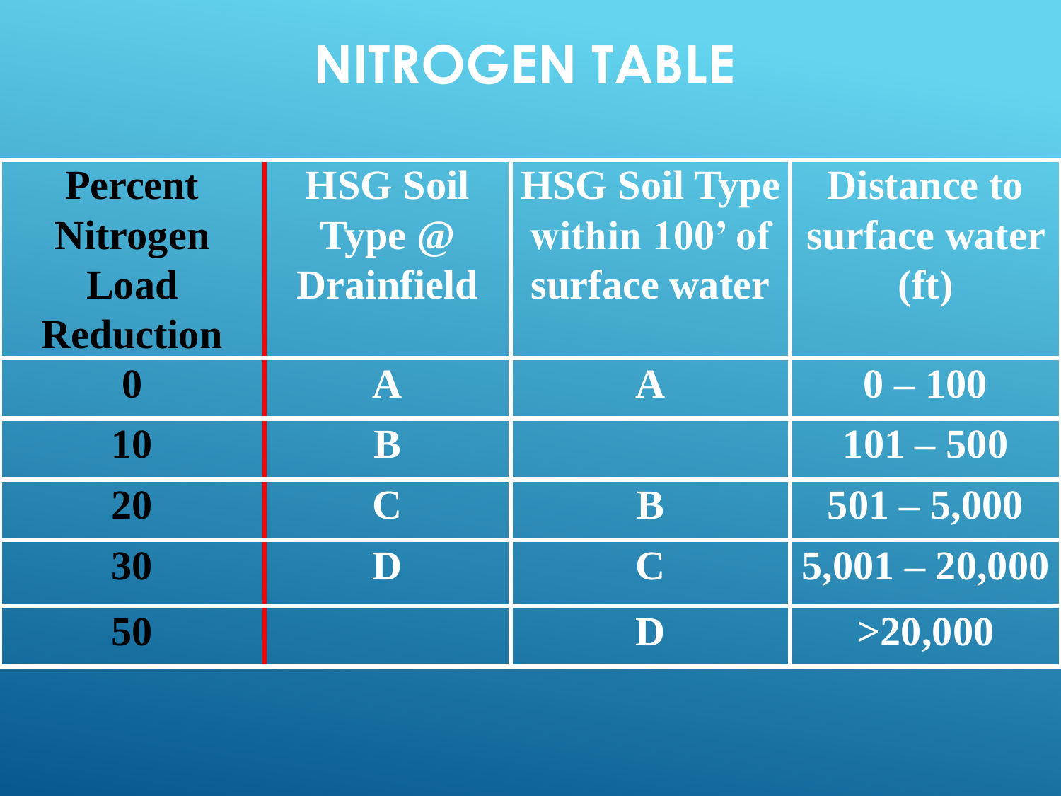# NITROGEN TABLE

| Percent Nitrogen Load Reduction | HSG Soil Type @ Drainfield | HSG Soil Type within 100' of surface water | Distance to surface water (ft) |
|---|---|---|---|
| 0 | A | A | 0 – 100 |
| 10 | B | | 101 – 500 |
| 20 | C | B | 501 – 5,000 |
| 30 | D | C | 5,001 – 20,000 |
| 50 | | D | >20,000 |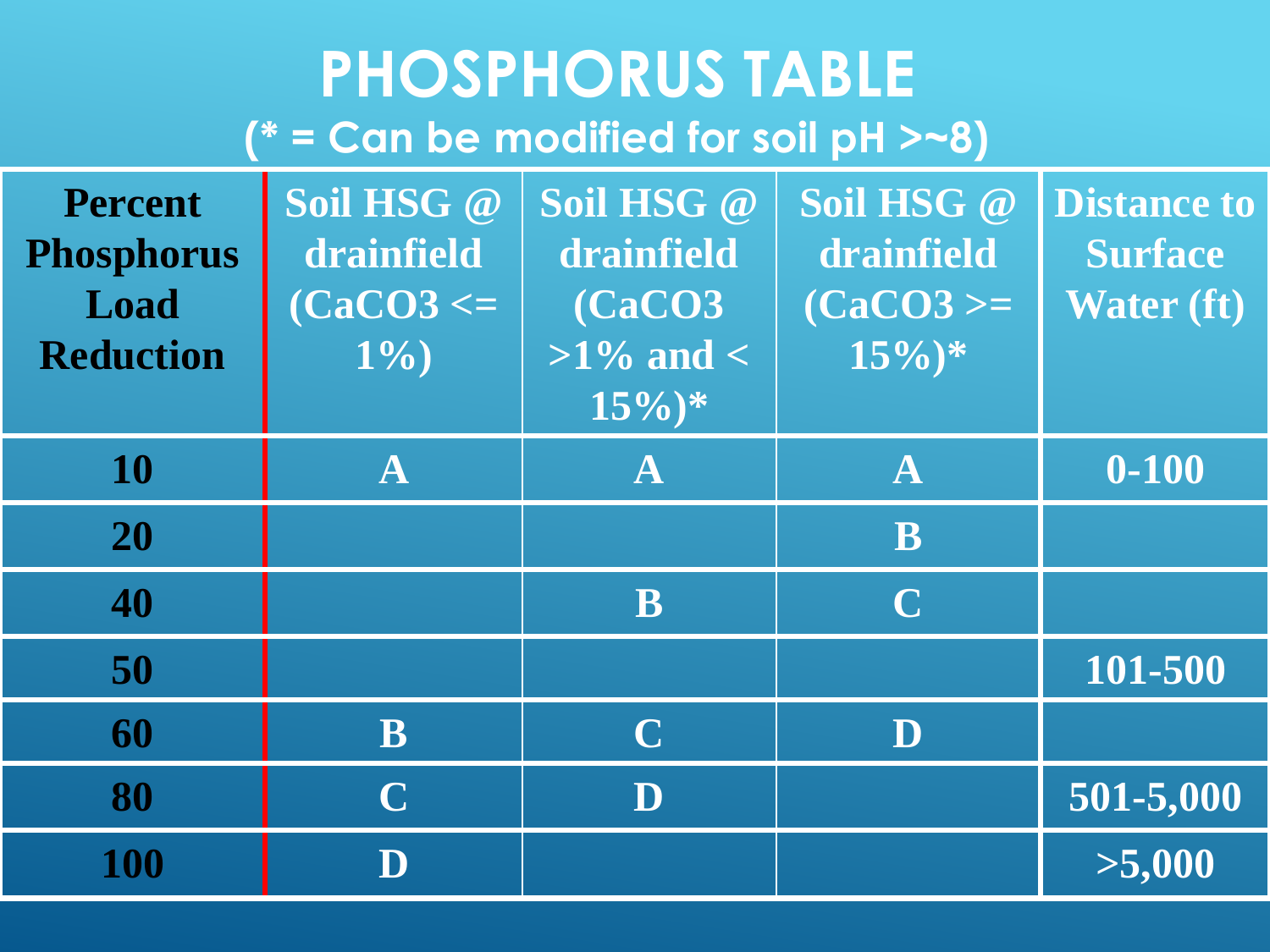# PHOSPHORUS TABLE

## (* = Can be modified for soil pH >~8)

| Percent Phosphorus Load Reduction | Soil HSG @ drainfield ($CaCO_3$ <= 1%) | Soil HSG @ drainfield ($CaCO_3$ >1% and < 15%)* | Soil HSG @ drainfield ($CaCO_3$ >= 15%)* | Distance to Surface Water (ft) |
|---|---|---|---|---|
| 10 | A | A | A | 0-100 |
| 20 | | | B | |
| 40 | | B | C | |
| 50 | | | | 101-500 |
| 60 | B | C | D | |
| 80 | C | D | | 501-5,000 |
| 100 | D | | | >5,000 |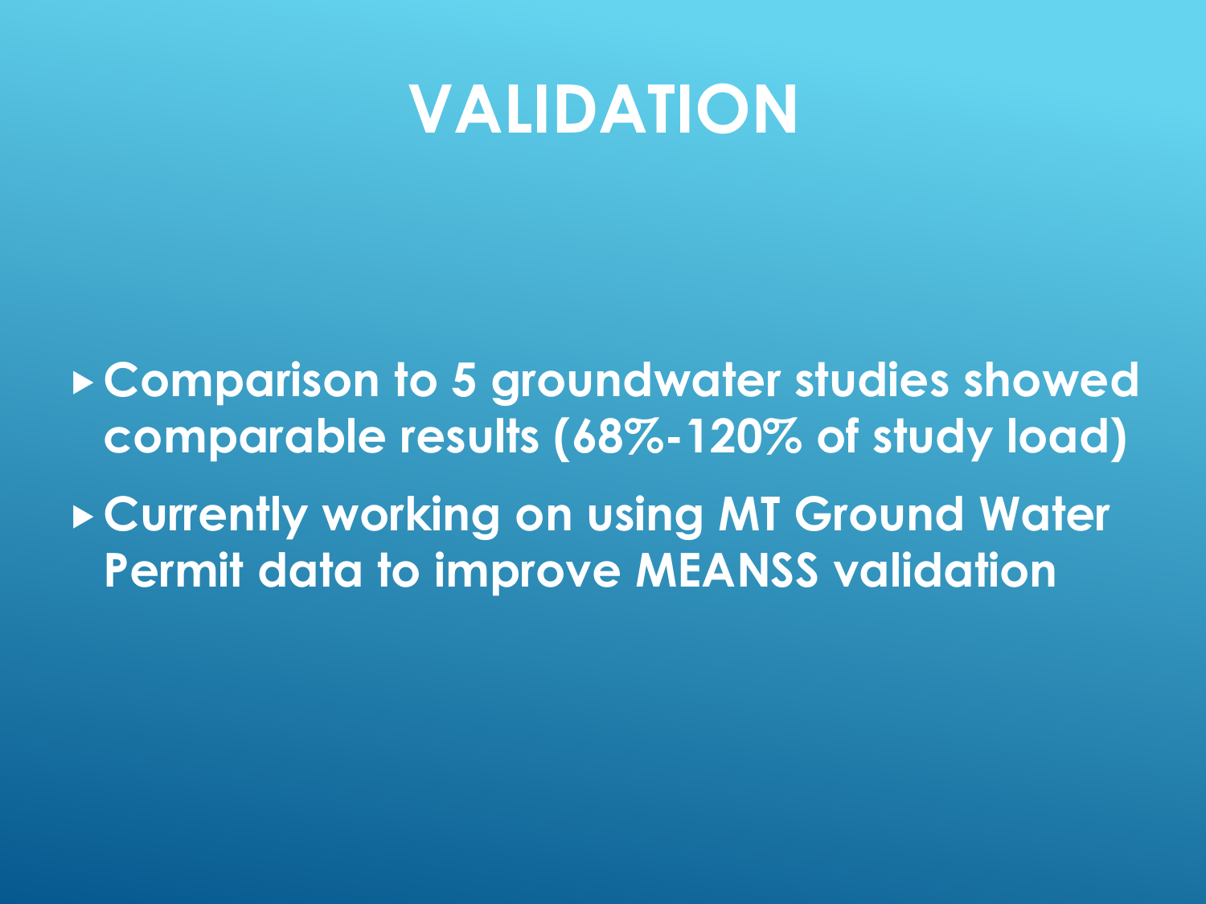# VALIDATION

- Comparison to 5 groundwater studies showed comparable results (68%-120% of study load)
- Currently working on using MT Ground Water Permit data to improve MEANSS validation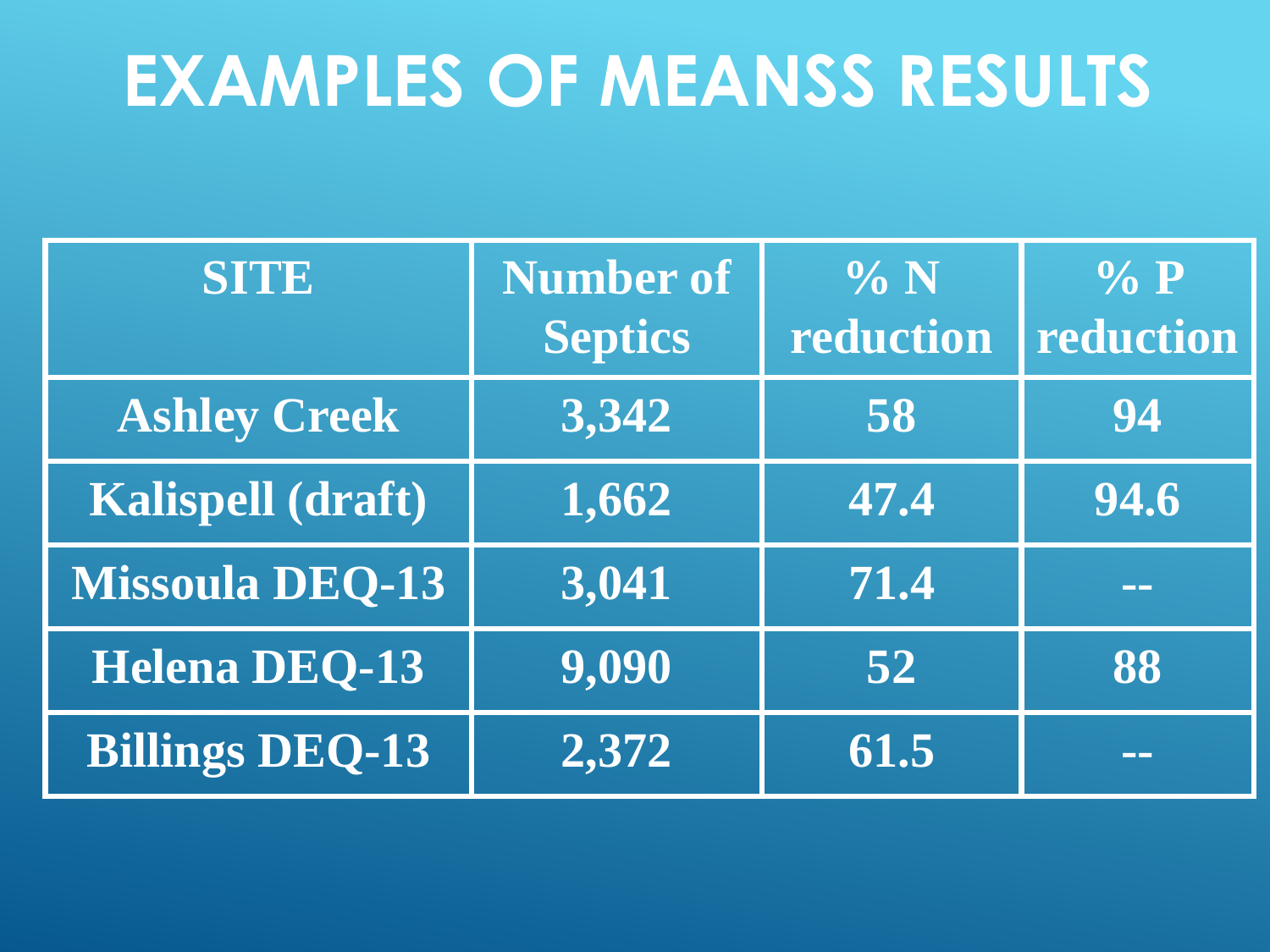# EXAMPLES OF MEANSS RESULTS

| SITE | Number of Septics | % N reduction | % P reduction |
|---|---|---|---|
| Ashley Creek | 3,342 | 58 | 94 |
| Kalispell (draft) | 1,662 | 47.4 | 94.6 |
| Missoula DEQ-13 | 3,041 | 71.4 | -- |
| Helena DEQ-13 | 9,090 | 52 | 88 |
| Billings DEQ-13 | 2,372 | 61.5 | -- |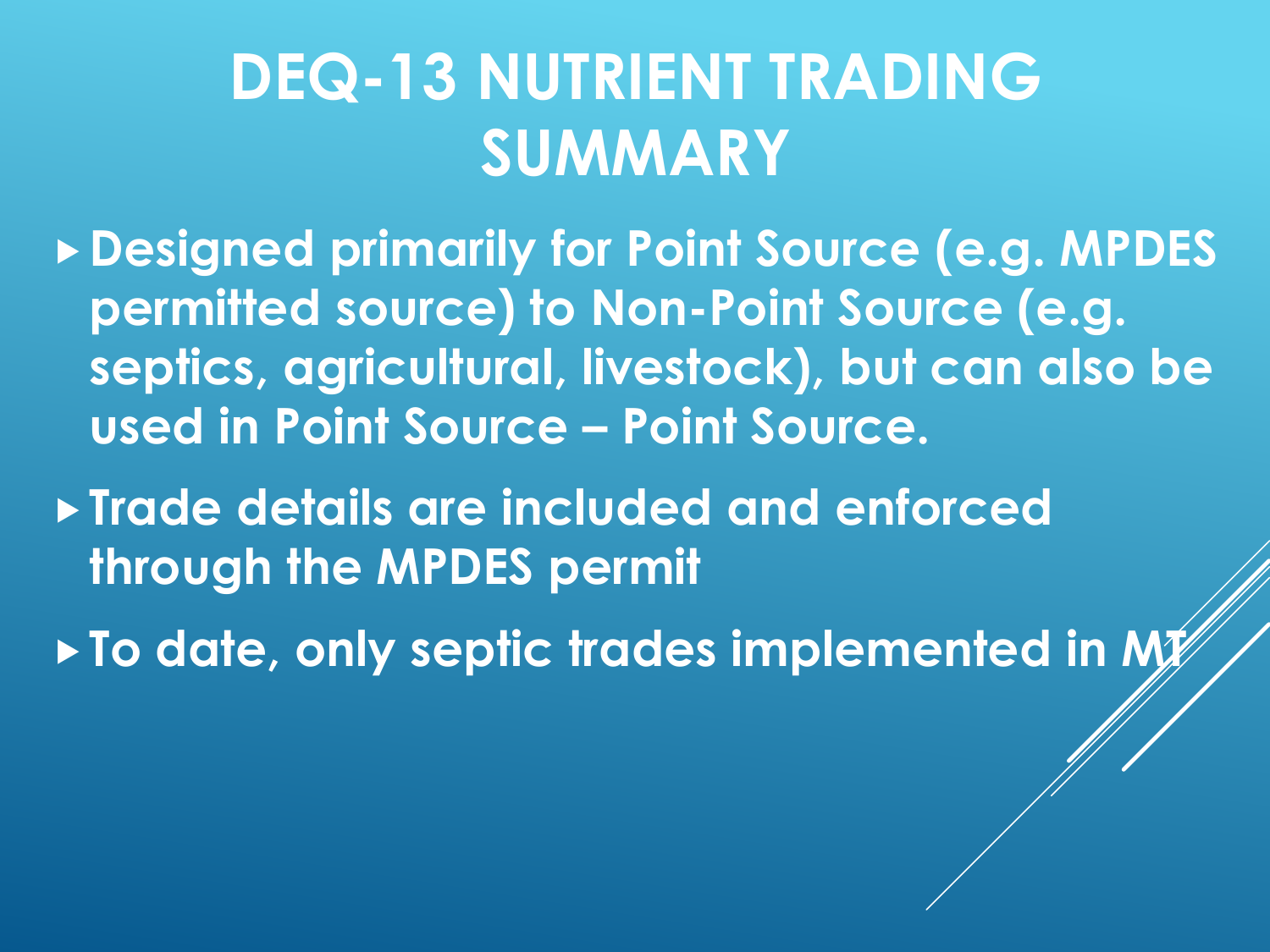# DEQ-13 NUTRIENT TRADING SUMMARY

- **Designed primarily for Point Source (e.g. MPDES permitted source) to Non-Point Source (e.g. septics, agricultural, livestock), but can also be used in Point Source – Point Source.**
- **Trade details are included and enforced through the MPDES permit**
- **To date, only septic trades implemented in MT**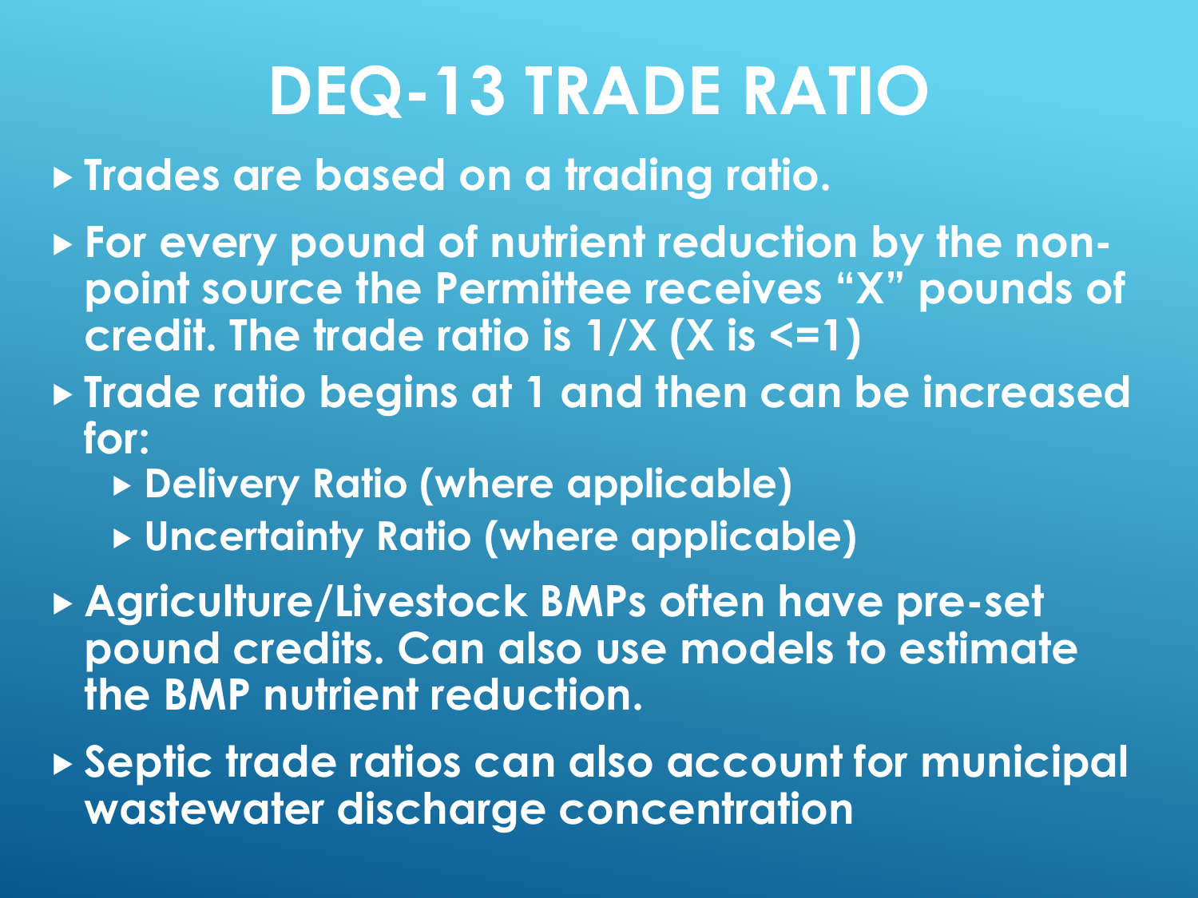# DEQ-13 TRADE RATIO

- Trades are based on a trading ratio.
- For every pound of nutrient reduction by the non-point source the Permittee receives “X” pounds of credit. The trade ratio is 1/X (X is <=1)
- Trade ratio begins at 1 and then can be increased for:
  - Delivery Ratio (where applicable)
  - Uncertainty Ratio (where applicable)
- Agriculture/Livestock BMPs often have pre-set pound credits. Can also use models to estimate the BMP nutrient reduction.
- Septic trade ratios can also account for municipal wastewater discharge concentration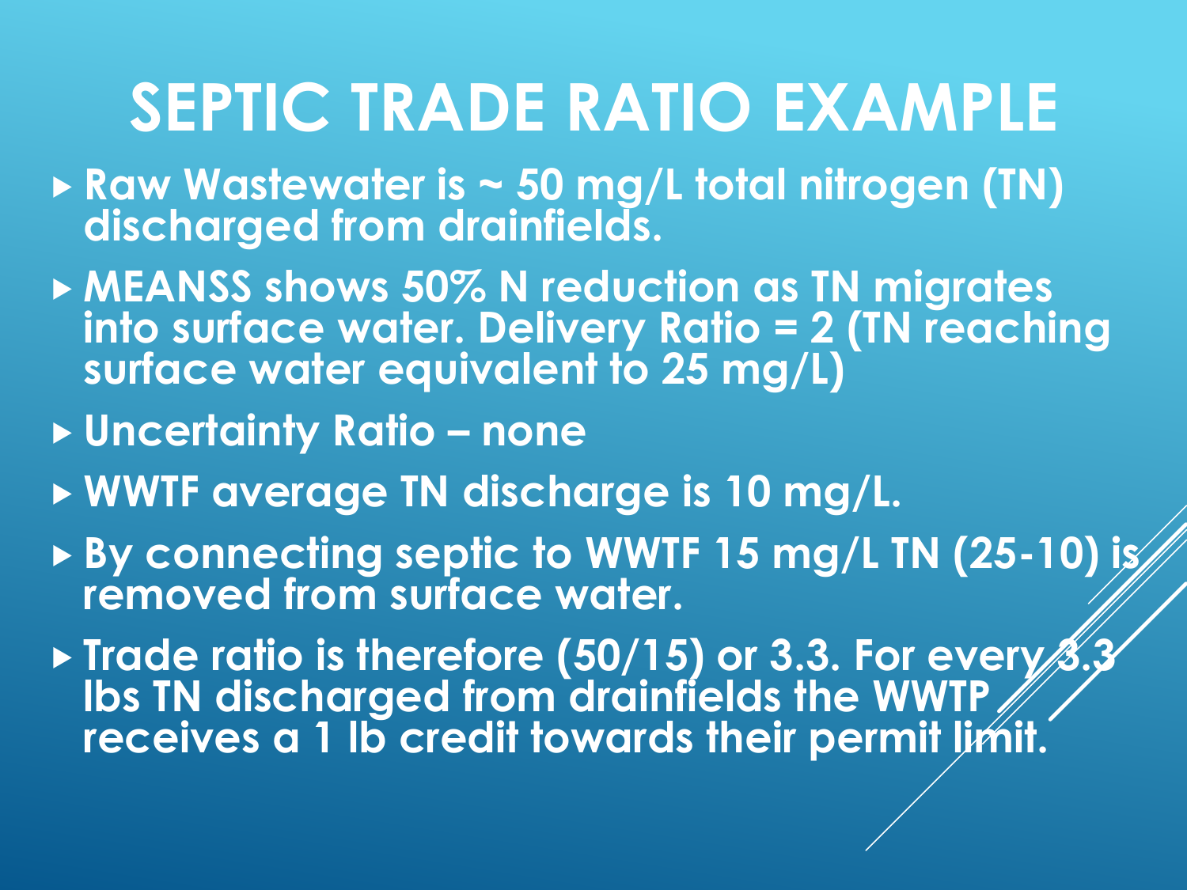# SEPTIC TRADE RATIO EXAMPLE

- **Raw Wastewater is ~ 50 mg/L total nitrogen (TN) discharged from drainfields.**
- **MEANSS shows 50% N reduction as TN migrates into surface water. Delivery Ratio = 2 (TN reaching surface water equivalent to 25 mg/L)**
- **Uncertainty Ratio – none**
- **WWTF average TN discharge is 10 mg/L.**
- **By connecting septic to WWTF 15 mg/L TN (25-10) is removed from surface water.**
- **Trade ratio is therefore (50/15) or 3.3. For every 3.3 lbs TN discharged from drainfields the WWTP receives a 1 lb credit towards their permit limit.**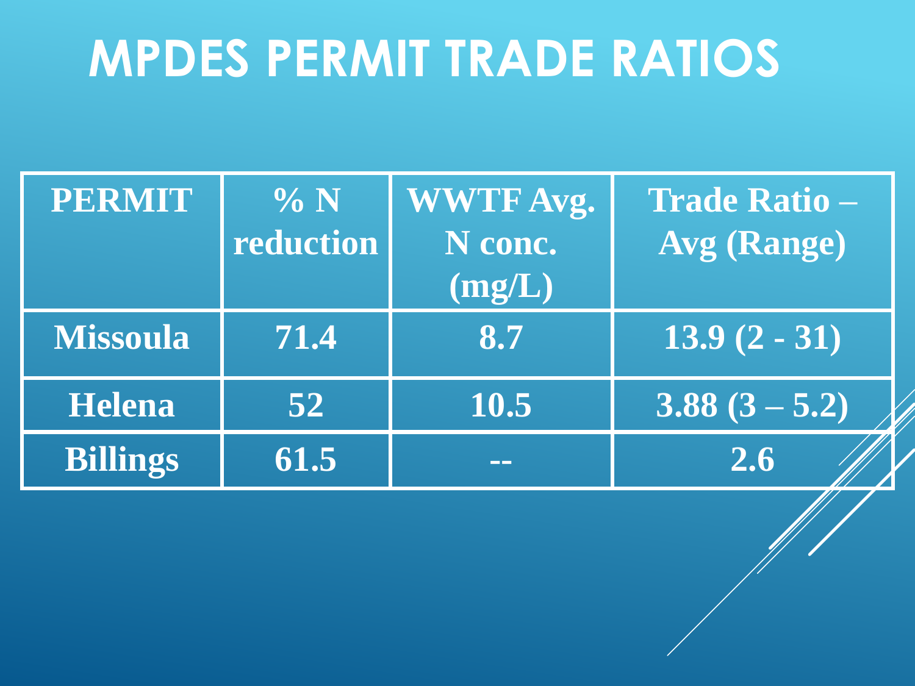# MPDES PERMIT TRADE RATIOS

| PERMIT | % N reduction | WWTF Avg. N conc. (mg/L) | Trade Ratio – Avg (Range) |
|---|---|---|---|
| Missoula | 71.4 | 8.7 | 13.9 (2 - 31) |
| Helena | 52 | 10.5 | 3.88 (3 – 5.2) |
| Billings | 61.5 | -- | 2.6 |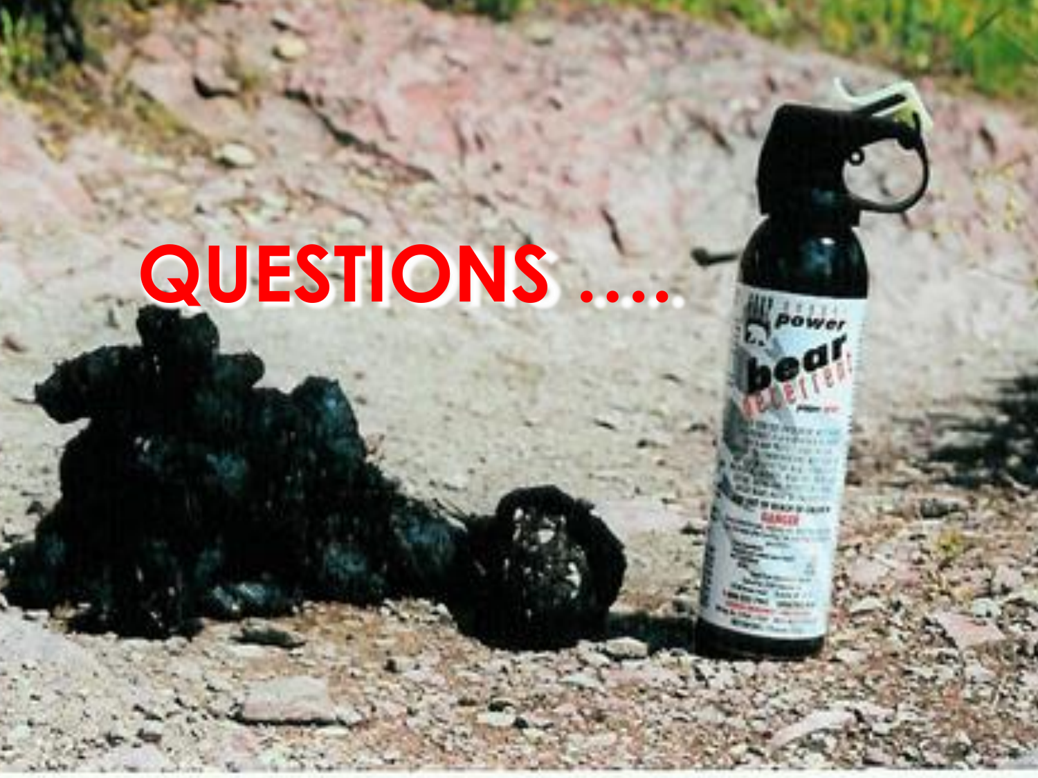QUESTIONS ....